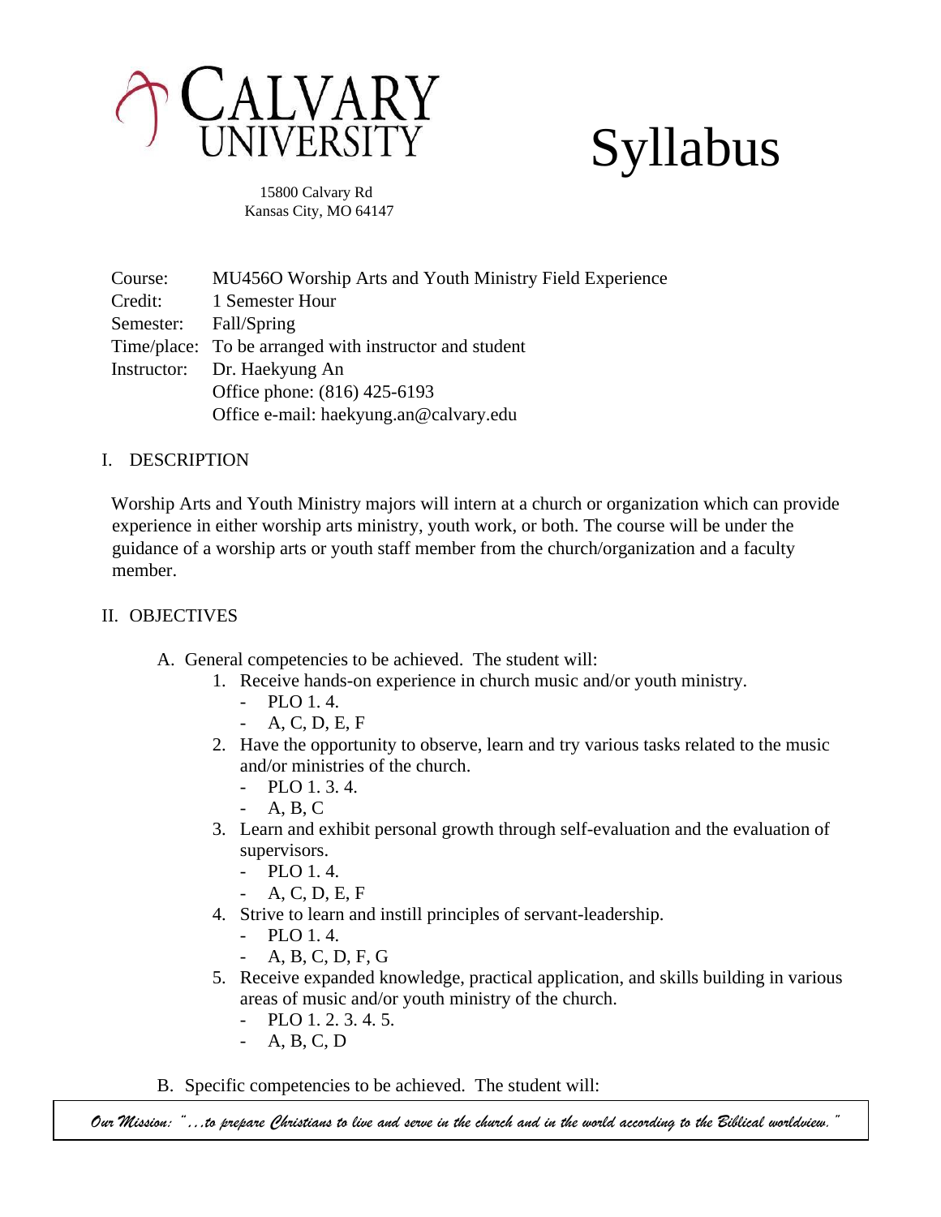# CALVARY UNIVERSITY

# Syllabus

15800 Calvary Rd
Kansas City, MO 64147

| | |
|---|---|
| Course: | MU456O Worship Arts and Youth Ministry Field Experience |
| Credit: | 1 Semester Hour |
| Semester: | Fall/Spring |
| Time/place: | To be arranged with instructor and student |
| Instructor: | Dr. Haekyung An |
| | Office phone: (816) 425-6193 |
| | Office e-mail: haekyung.an@calvary.edu |

## I. DESCRIPTION

Worship Arts and Youth Ministry majors will intern at a church or organization which can provide experience in either worship arts ministry, youth work, or both. The course will be under the guidance of a worship arts or youth staff member from the church/organization and a faculty member.

## II. OBJECTIVES

A. General competencies to be achieved. The student will:
   1. Receive hands-on experience in church music and/or youth ministry.
      - PLO 1. 4.
      - A, C, D, E, F
   2. Have the opportunity to observe, learn and try various tasks related to the music and/or ministries of the church.
      - PLO 1. 3. 4.
      - A, B, C
   3. Learn and exhibit personal growth through self-evaluation and the evaluation of supervisors.
      - PLO 1. 4.
      - A, C, D, E, F
   4. Strive to learn and instill principles of servant-leadership.
      - PLO 1. 4.
      - A, B, C, D, F, G
   5. Receive expanded knowledge, practical application, and skills building in various areas of music and/or youth ministry of the church.
      - PLO 1. 2. 3. 4. 5.
      - A, B, C, D

B. Specific competencies to be achieved. The student will:

*Our Mission: "…to prepare Christians to live and serve in the church and in the world according to the Biblical worldview."*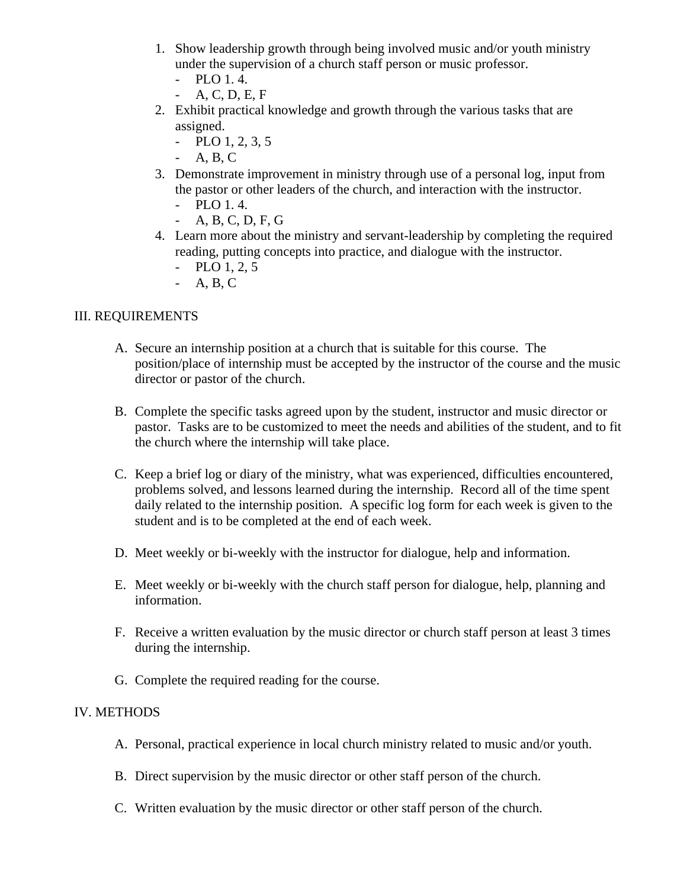1. Show leadership growth through being involved music and/or youth ministry under the supervision of a church staff person or music professor.
   - PLO 1. 4.
   - A, C, D, E, F
2. Exhibit practical knowledge and growth through the various tasks that are assigned.
   - PLO 1, 2, 3, 5
   - A, B, C
3. Demonstrate improvement in ministry through use of a personal log, input from the pastor or other leaders of the church, and interaction with the instructor.
   - PLO 1. 4.
   - A, B, C, D, F, G
4. Learn more about the ministry and servant-leadership by completing the required reading, putting concepts into practice, and dialogue with the instructor.
   - PLO 1, 2, 5
   - A, B, C

## III. REQUIREMENTS

A. Secure an internship position at a church that is suitable for this course. The position/place of internship must be accepted by the instructor of the course and the music director or pastor of the church.

B. Complete the specific tasks agreed upon by the student, instructor and music director or pastor. Tasks are to be customized to meet the needs and abilities of the student, and to fit the church where the internship will take place.

C. Keep a brief log or diary of the ministry, what was experienced, difficulties encountered, problems solved, and lessons learned during the internship. Record all of the time spent daily related to the internship position. A specific log form for each week is given to the student and is to be completed at the end of each week.

D. Meet weekly or bi-weekly with the instructor for dialogue, help and information.

E. Meet weekly or bi-weekly with the church staff person for dialogue, help, planning and information.

F. Receive a written evaluation by the music director or church staff person at least 3 times during the internship.

G. Complete the required reading for the course.

## IV. METHODS

A. Personal, practical experience in local church ministry related to music and/or youth.

B. Direct supervision by the music director or other staff person of the church.

C. Written evaluation by the music director or other staff person of the church.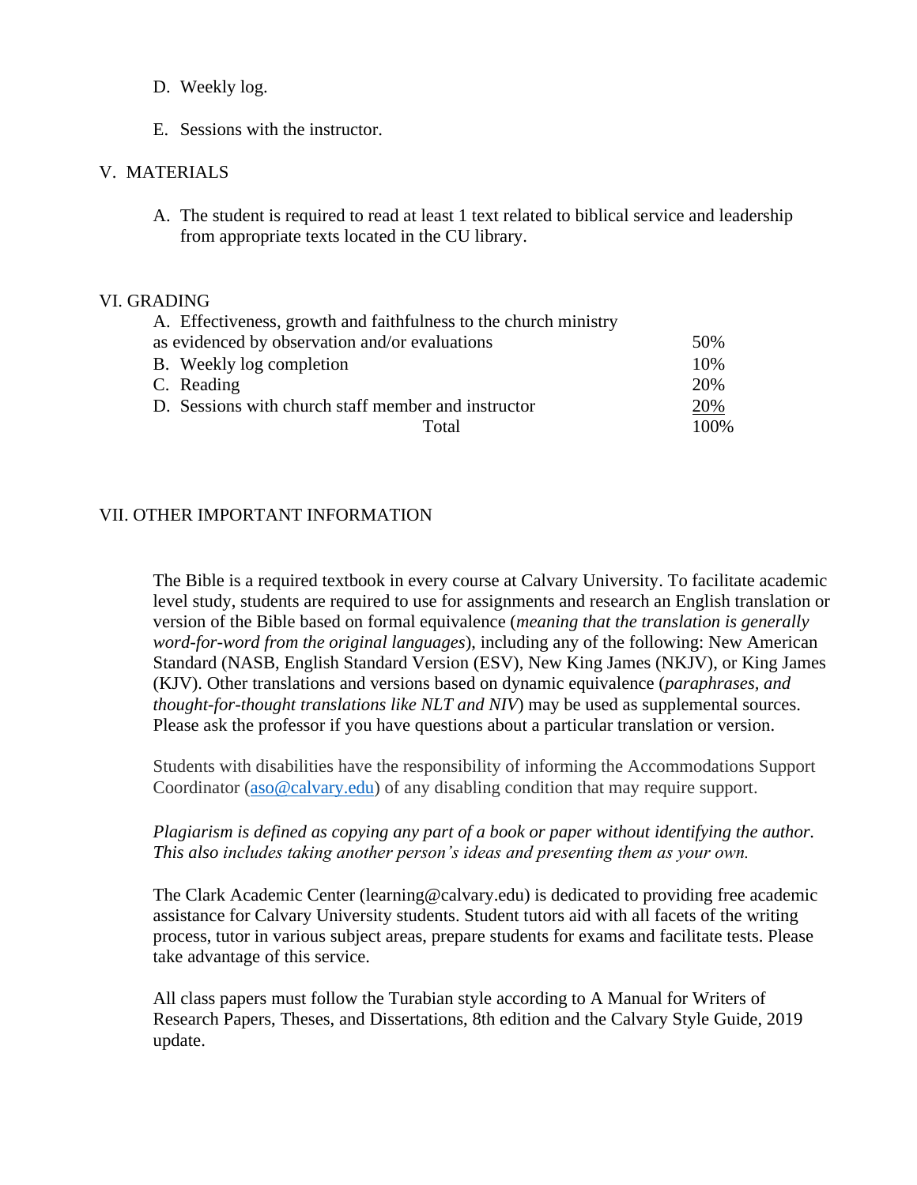D. Weekly log.

E. Sessions with the instructor.

## V. MATERIALS

A. The student is required to read at least 1 text related to biblical service and leadership from appropriate texts located in the CU library.

## VI. GRADING

| | |
|---|---|
| A. Effectiveness, growth and faithfulness to the church ministry as evidenced by observation and/or evaluations | 50% |
| B. Weekly log completion | 10% |
| C. Reading | 20% |
| D. Sessions with church staff member and instructor | 20% |
| Total | 100% |

## VII. OTHER IMPORTANT INFORMATION

The Bible is a required textbook in every course at Calvary University. To facilitate academic level study, students are required to use for assignments and research an English translation or version of the Bible based on formal equivalence (*meaning that the translation is generally word-for-word from the original languages*), including any of the following: New American Standard (NASB, English Standard Version (ESV), New King James (NKJV), or King James (KJV). Other translations and versions based on dynamic equivalence (*paraphrases, and thought-for-thought translations like NLT and NIV*) may be used as supplemental sources. Please ask the professor if you have questions about a particular translation or version.

Students with disabilities have the responsibility of informing the Accommodations Support Coordinator (aso@calvary.edu) of any disabling condition that may require support.

*Plagiarism is defined as copying any part of a book or paper without identifying the author. This also includes taking another person's ideas and presenting them as your own.*

The Clark Academic Center (learning@calvary.edu) is dedicated to providing free academic assistance for Calvary University students. Student tutors aid with all facets of the writing process, tutor in various subject areas, prepare students for exams and facilitate tests. Please take advantage of this service.

All class papers must follow the Turabian style according to A Manual for Writers of Research Papers, Theses, and Dissertations, 8th edition and the Calvary Style Guide, 2019 update.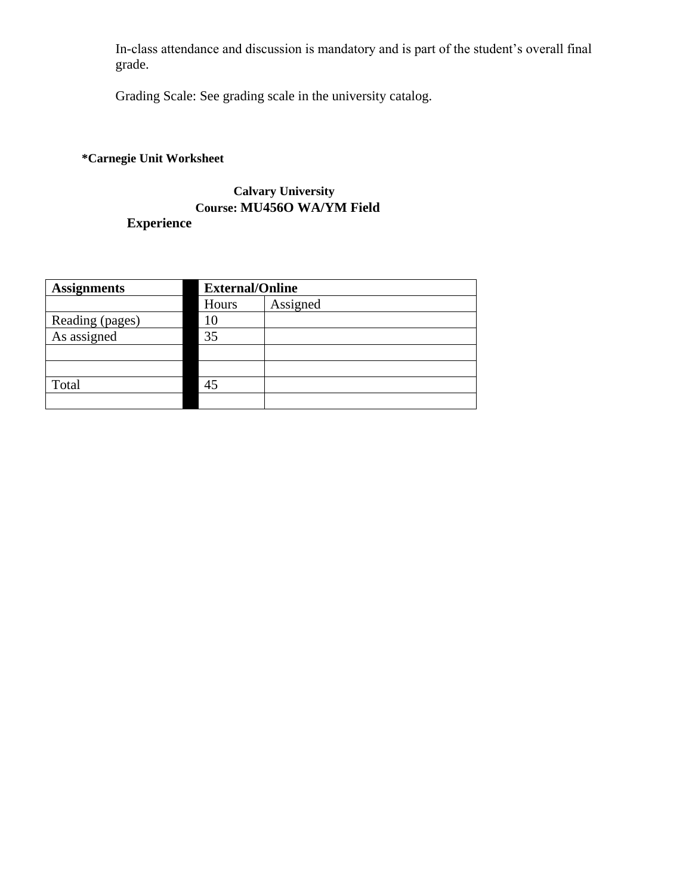In-class attendance and discussion is mandatory and is part of the student's overall final grade.

Grading Scale: See grading scale in the university catalog.

**\*Carnegie Unit Worksheet**

**Calvary University**
**Course: MU456O WA/YM Field Experience**

| Assignments | | External/Online | |
|---|---|---|---|
| | | Hours | Assigned |
| Reading (pages) | | 10 | |
| As assigned | | 35 | |
| | | | |
| | | | |
| Total | | 45 | |
| | | | |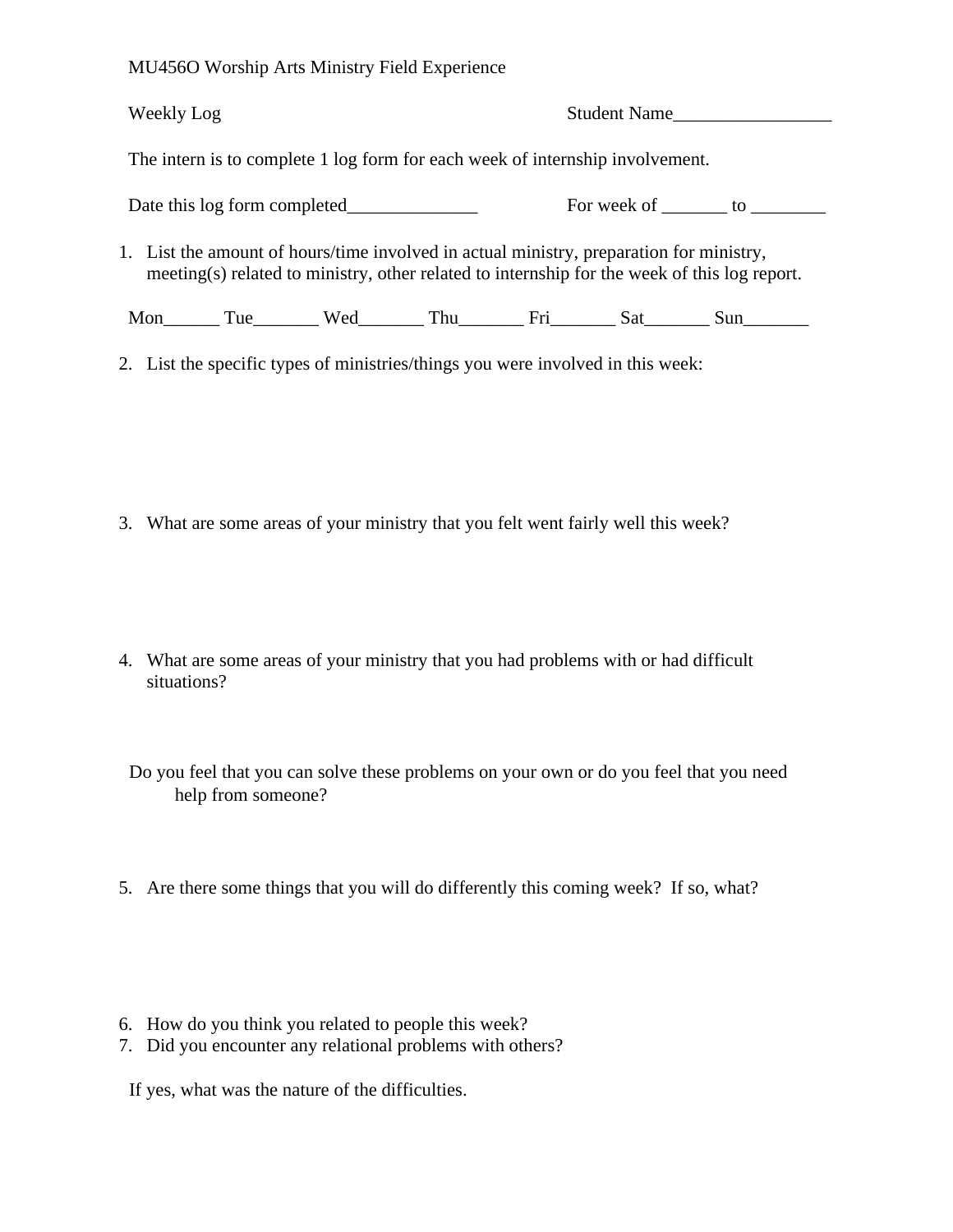MU456O Worship Arts Ministry Field Experience

Weekly Log Student Name_________________

The intern is to complete 1 log form for each week of internship involvement.

Date this log form completed______________ For week of _______ to ________

1. List the amount of hours/time involved in actual ministry, preparation for ministry, meeting(s) related to ministry, other related to internship for the week of this log report.

Mon______ Tue_______ Wed_______ Thu_______ Fri_______ Sat_______ Sun_______

2. List the specific types of ministries/things you were involved in this week:

3. What are some areas of your ministry that you felt went fairly well this week?

4. What are some areas of your ministry that you had problems with or had difficult situations?

Do you feel that you can solve these problems on your own or do you feel that you need help from someone?

5. Are there some things that you will do differently this coming week? If so, what?

6. How do you think you related to people this week?
7. Did you encounter any relational problems with others?

If yes, what was the nature of the difficulties.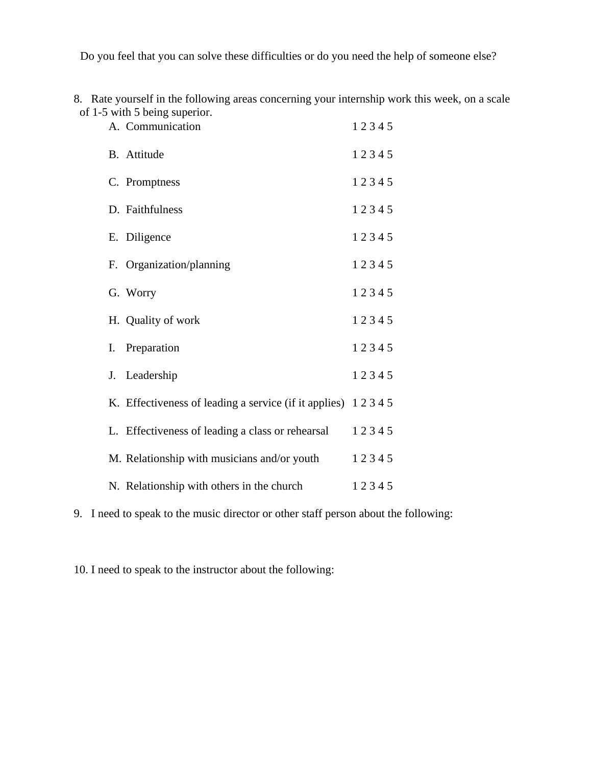Do you feel that you can solve these difficulties or do you need the help of someone else?

8. Rate yourself in the following areas concerning your internship work this week, on a scale of 1-5 with 5 being superior.

| | |
|---|---|
| A. Communication | 1 2 3 4 5 |
| B. Attitude | 1 2 3 4 5 |
| C. Promptness | 1 2 3 4 5 |
| D. Faithfulness | 1 2 3 4 5 |
| E. Diligence | 1 2 3 4 5 |
| F. Organization/planning | 1 2 3 4 5 |
| G. Worry | 1 2 3 4 5 |
| H. Quality of work | 1 2 3 4 5 |
| I. Preparation | 1 2 3 4 5 |
| J. Leadership | 1 2 3 4 5 |
| K. Effectiveness of leading a service (if it applies) | 1 2 3 4 5 |
| L. Effectiveness of leading a class or rehearsal | 1 2 3 4 5 |
| M. Relationship with musicians and/or youth | 1 2 3 4 5 |
| N. Relationship with others in the church | 1 2 3 4 5 |

9. I need to speak to the music director or other staff person about the following:

10. I need to speak to the instructor about the following: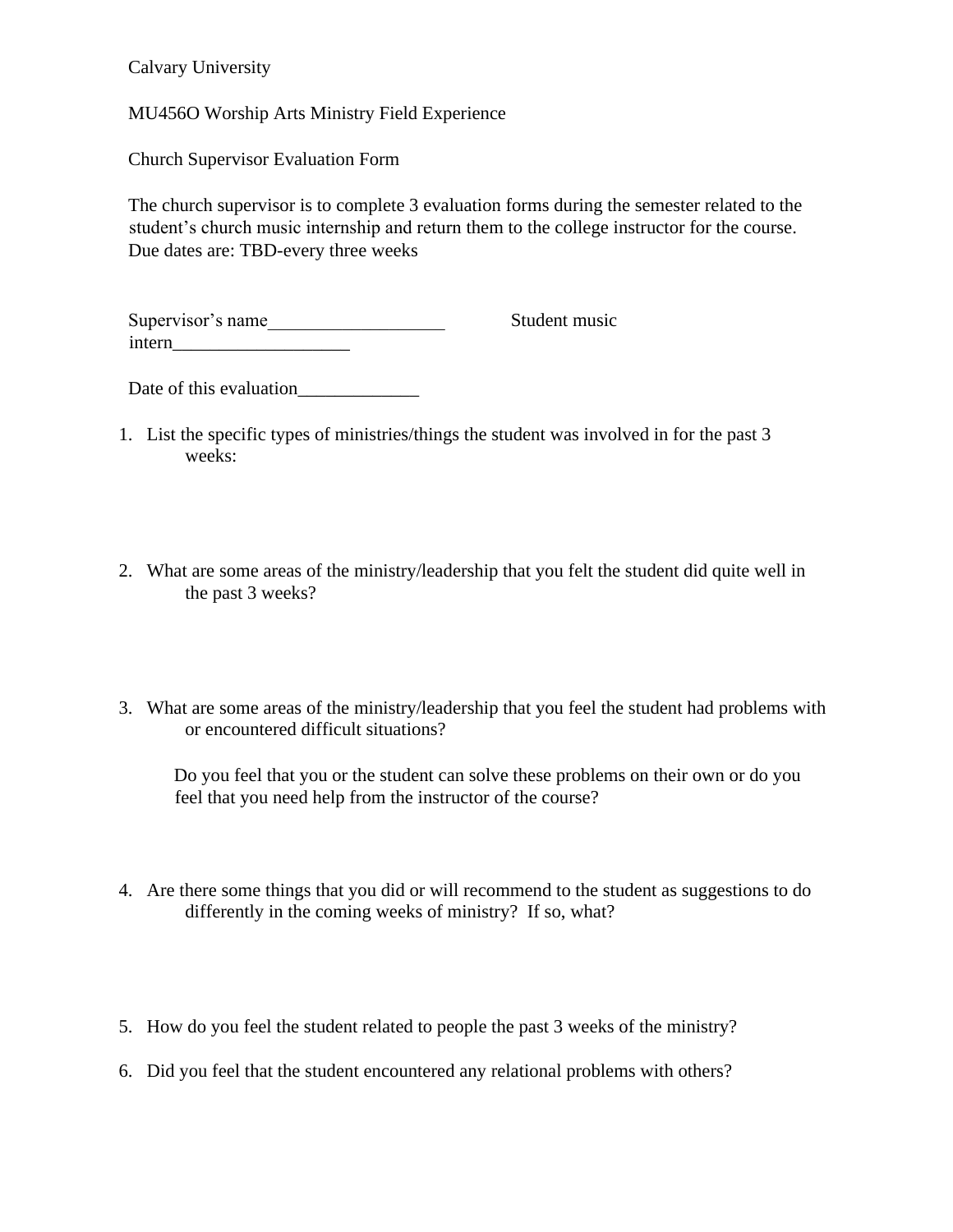Calvary University

MU456O Worship Arts Ministry Field Experience

Church Supervisor Evaluation Form

The church supervisor is to complete 3 evaluation forms during the semester related to the student's church music internship and return them to the college instructor for the course. Due dates are: TBD-every three weeks

Supervisor's name___________________ Student music intern___________________

Date of this evaluation_____________

1. List the specific types of ministries/things the student was involved in for the past 3 weeks:

2. What are some areas of the ministry/leadership that you felt the student did quite well in the past 3 weeks?

3. What are some areas of the ministry/leadership that you feel the student had problems with or encountered difficult situations?

   Do you feel that you or the student can solve these problems on their own or do you feel that you need help from the instructor of the course?

4. Are there some things that you did or will recommend to the student as suggestions to do differently in the coming weeks of ministry? If so, what?

5. How do you feel the student related to people the past 3 weeks of the ministry?

6. Did you feel that the student encountered any relational problems with others?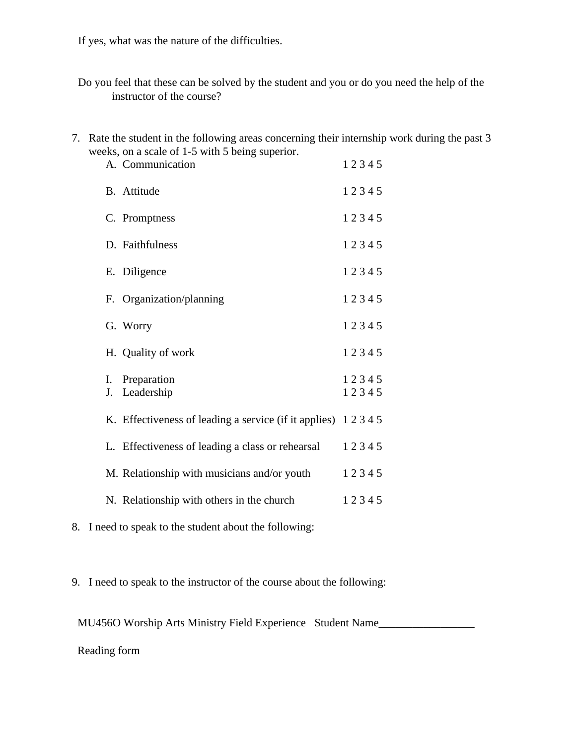If yes, what was the nature of the difficulties.

Do you feel that these can be solved by the student and you or do you need the help of the instructor of the course?

7. Rate the student in the following areas concerning their internship work during the past 3 weeks, on a scale of 1-5 with 5 being superior.

   A. Communication 1 2 3 4 5

   B. Attitude 1 2 3 4 5

   C. Promptness 1 2 3 4 5

   D. Faithfulness 1 2 3 4 5

   E. Diligence 1 2 3 4 5

   F. Organization/planning 1 2 3 4 5

   G. Worry 1 2 3 4 5

   H. Quality of work 1 2 3 4 5

   I. Preparation 1 2 3 4 5
   J. Leadership 1 2 3 4 5

   K. Effectiveness of leading a service (if it applies) 1 2 3 4 5

   L. Effectiveness of leading a class or rehearsal 1 2 3 4 5

   M. Relationship with musicians and/or youth 1 2 3 4 5

   N. Relationship with others in the church 1 2 3 4 5

8. I need to speak to the student about the following:

9. I need to speak to the instructor of the course about the following:

MU456O Worship Arts Ministry Field Experience Student Name_________________

Reading form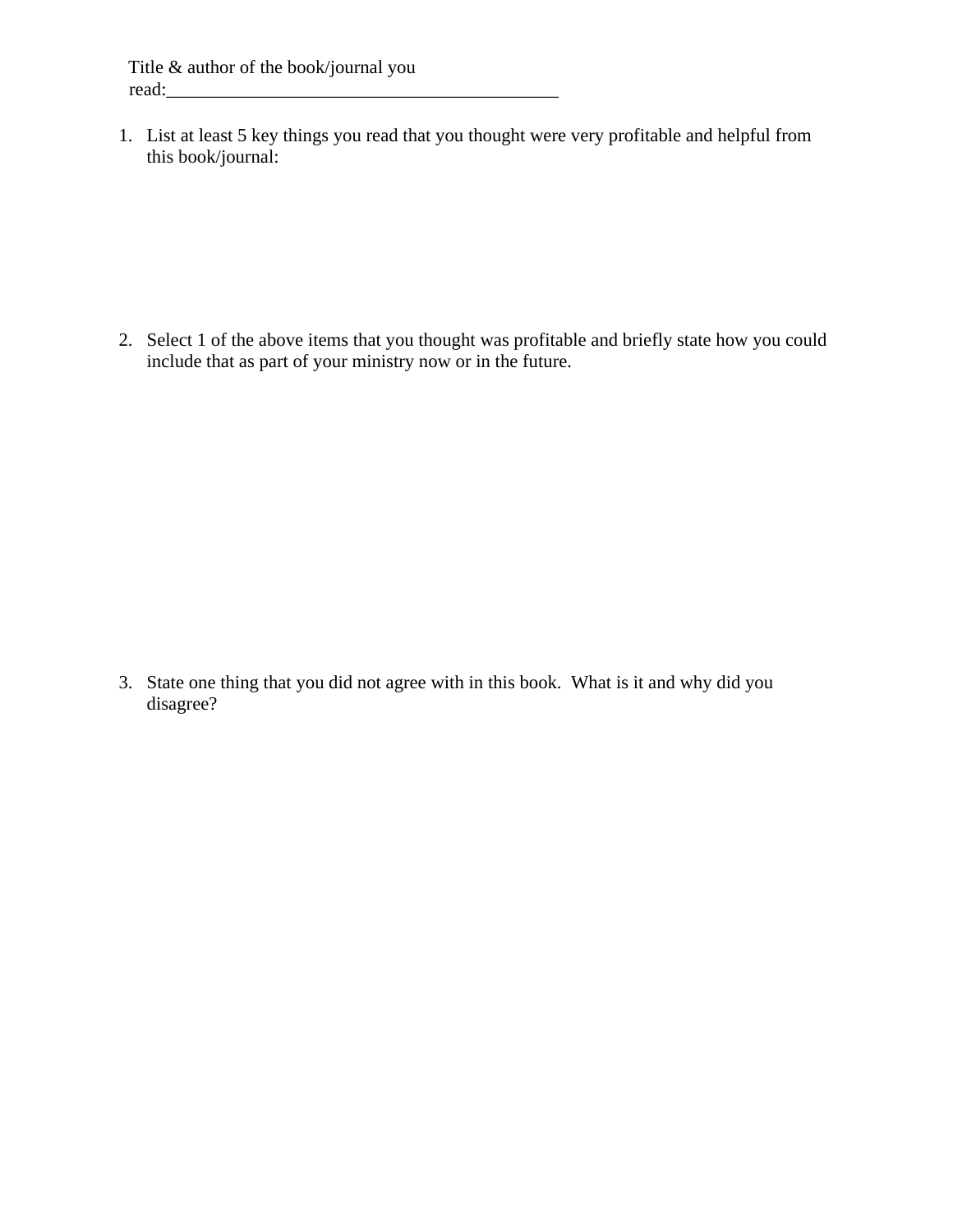Title & author of the book/journal you read:___________________________________________

1. List at least 5 key things you read that you thought were very profitable and helpful from this book/journal:

2. Select 1 of the above items that you thought was profitable and briefly state how you could include that as part of your ministry now or in the future.

3. State one thing that you did not agree with in this book. What is it and why did you disagree?